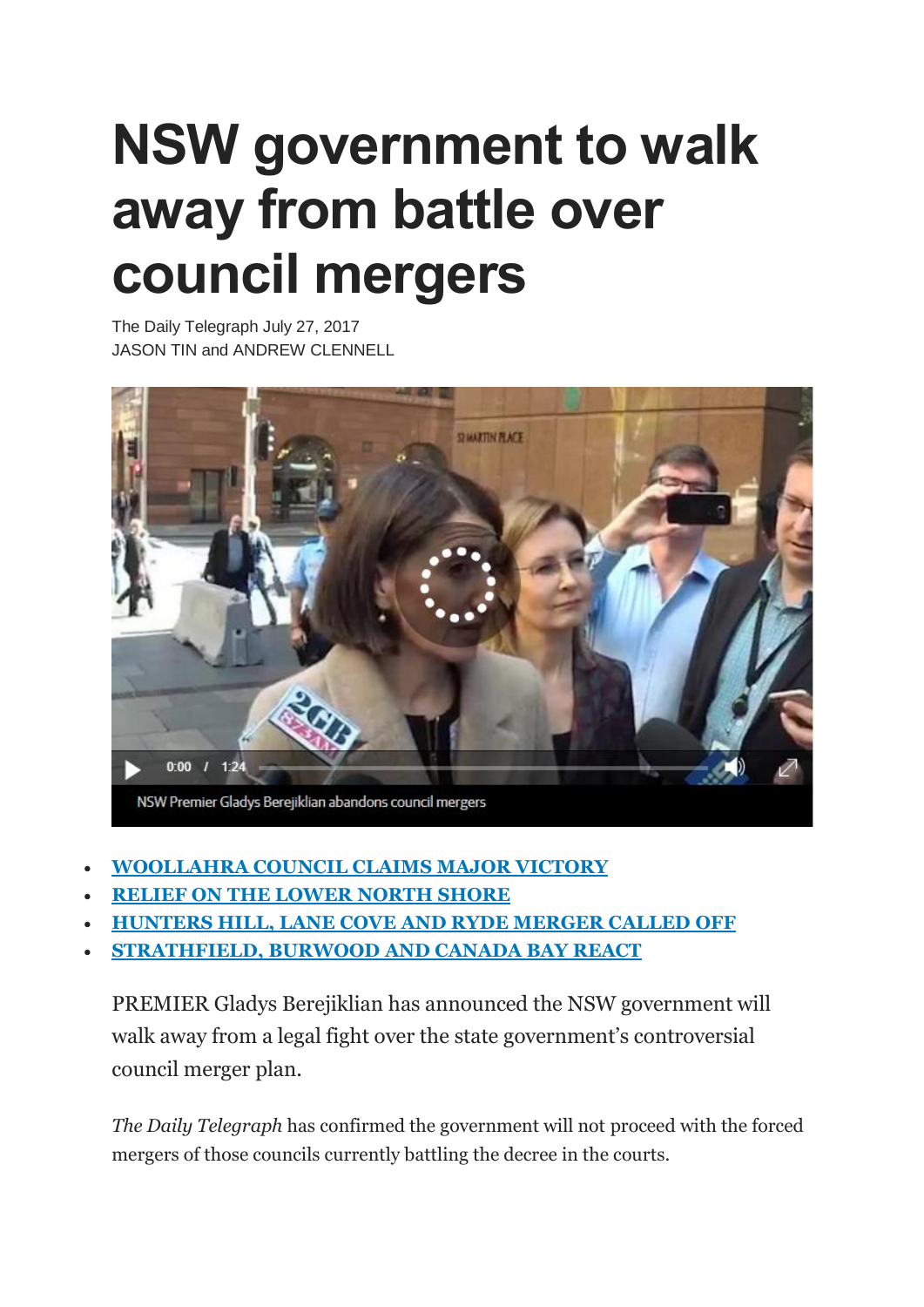# NSW government to walk away from battle over council mergers

The Daily Telegraph July 27, 2017
JASON TIN and ANDREW CLENNELL

NSW Premier Gladys Berejiklian abandons council mergers

- **WOOLLAHRA COUNCIL CLAIMS MAJOR VICTORY**
- **RELIEF ON THE LOWER NORTH SHORE**
- **HUNTERS HILL, LANE COVE AND RYDE MERGER CALLED OFF**
- **STRATHFIELD, BURWOOD AND CANADA BAY REACT**

PREMIER Gladys Berejiklian has announced the NSW government will walk away from a legal fight over the state government's controversial council merger plan.

*The Daily Telegraph* has confirmed the government will not proceed with the forced mergers of those councils currently battling the decree in the courts.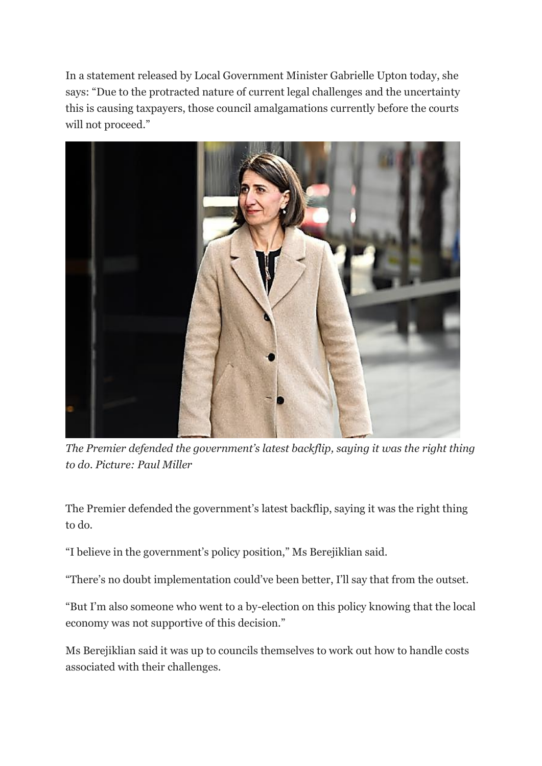In a statement released by Local Government Minister Gabrielle Upton today, she says: “Due to the protracted nature of current legal challenges and the uncertainty this is causing taxpayers, those council amalgamations currently before the courts will not proceed.”

*The Premier defended the government’s latest backflip, saying it was the right thing to do. Picture: Paul Miller*

The Premier defended the government’s latest backflip, saying it was the right thing to do.

“I believe in the government’s policy position,” Ms Berejiklian said.

“There’s no doubt implementation could’ve been better, I’ll say that from the outset.

“But I’m also someone who went to a by-election on this policy knowing that the local economy was not supportive of this decision.”

Ms Berejiklian said it was up to councils themselves to work out how to handle costs associated with their challenges.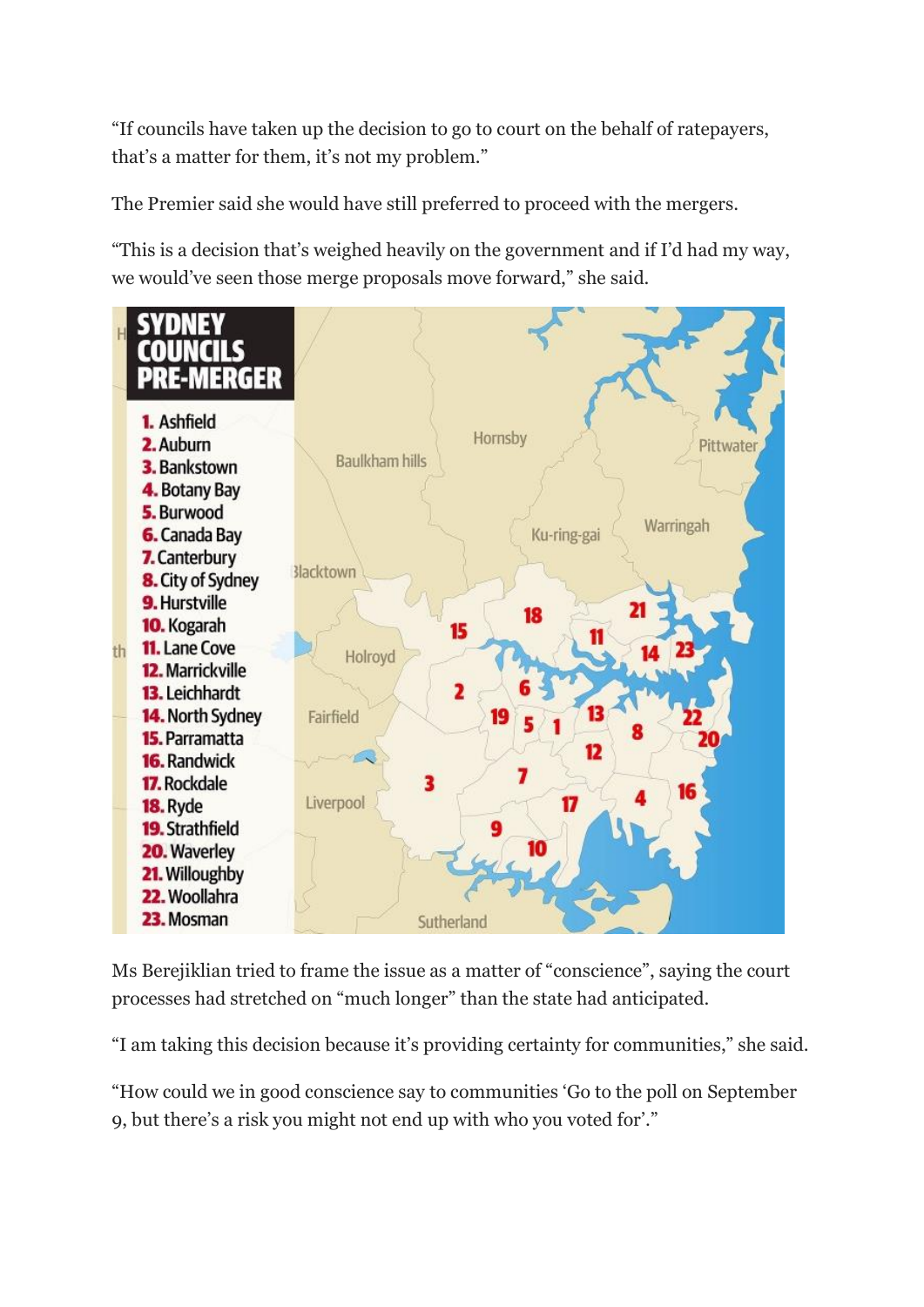"If councils have taken up the decision to go to court on the behalf of ratepayers, that's a matter for them, it's not my problem."

The Premier said she would have still preferred to proceed with the mergers.

"This is a decision that's weighed heavily on the government and if I'd had my way, we would've seen those merge proposals move forward," she said.

**SYDNEY COUNCILS PRE-MERGER**

1. Ashfield
2. Auburn
3. Bankstown
4. Botany Bay
5. Burwood
6. Canada Bay
7. Canterbury
8. City of Sydney
9. Hurstville
10. Kogarah
11. Lane Cove
12. Marrickville
13. Leichhardt
14. North Sydney
15. Parramatta
16. Randwick
17. Rockdale
18. Ryde
19. Strathfield
20. Waverley
21. Willoughby
22. Woollahra
23. Mosman

Ms Berejiklian tried to frame the issue as a matter of "conscience", saying the court processes had stretched on "much longer" than the state had anticipated.

"I am taking this decision because it's providing certainty for communities," she said.

"How could we in good conscience say to communities 'Go to the poll on September 9, but there's a risk you might not end up with who you voted for'."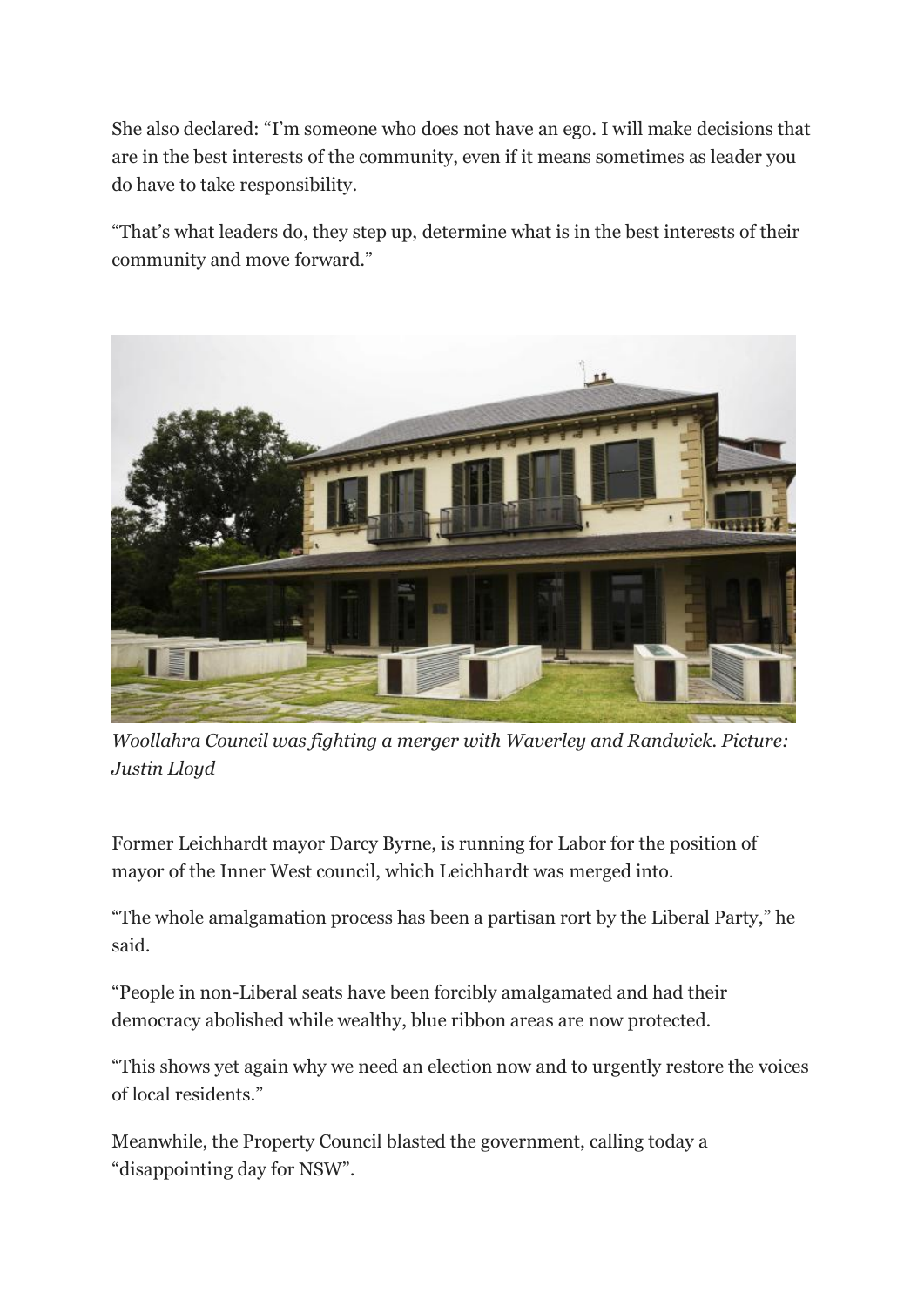She also declared: "I'm someone who does not have an ego. I will make decisions that are in the best interests of the community, even if it means sometimes as leader you do have to take responsibility.

"That's what leaders do, they step up, determine what is in the best interests of their community and move forward."

*Woollahra Council was fighting a merger with Waverley and Randwick. Picture: Justin Lloyd*

Former Leichhardt mayor Darcy Byrne, is running for Labor for the position of mayor of the Inner West council, which Leichhardt was merged into.

"The whole amalgamation process has been a partisan rort by the Liberal Party," he said.

"People in non-Liberal seats have been forcibly amalgamated and had their democracy abolished while wealthy, blue ribbon areas are now protected.

"This shows yet again why we need an election now and to urgently restore the voices of local residents."

Meanwhile, the Property Council blasted the government, calling today a "disappointing day for NSW".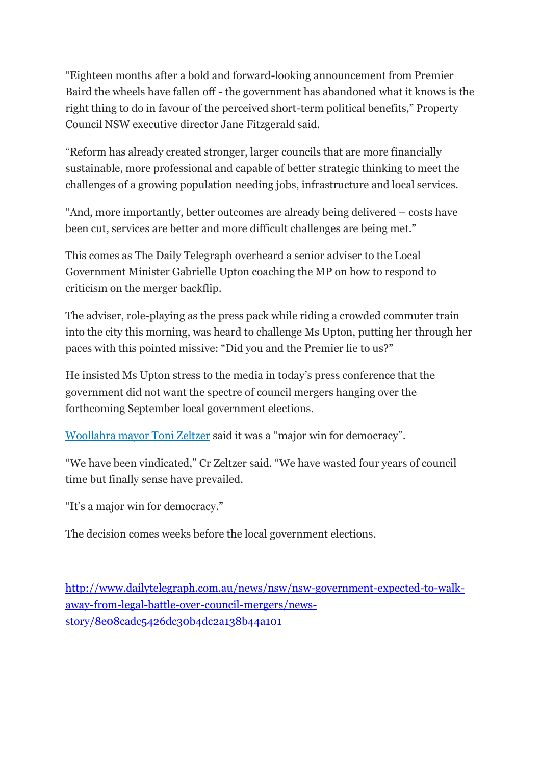"Eighteen months after a bold and forward-looking announcement from Premier Baird the wheels have fallen off - the government has abandoned what it knows is the right thing to do in favour of the perceived short-term political benefits," Property Council NSW executive director Jane Fitzgerald said.

"Reform has already created stronger, larger councils that are more financially sustainable, more professional and capable of better strategic thinking to meet the challenges of a growing population needing jobs, infrastructure and local services.

"And, more importantly, better outcomes are already being delivered – costs have been cut, services are better and more difficult challenges are being met."

This comes as The Daily Telegraph overheard a senior adviser to the Local Government Minister Gabrielle Upton coaching the MP on how to respond to criticism on the merger backflip.

The adviser, role-playing as the press pack while riding a crowded commuter train into the city this morning, was heard to challenge Ms Upton, putting her through her paces with this pointed missive: "Did you and the Premier lie to us?"

He insisted Ms Upton stress to the media in today's press conference that the government did not want the spectre of council mergers hanging over the forthcoming September local government elections.

[Woollahra mayor Toni Zeltzer] said it was a "major win for democracy".

"We have been vindicated," Cr Zeltzer said. "We have wasted four years of council time but finally sense have prevailed.

"It's a major win for democracy."

The decision comes weeks before the local government elections.

http://www.dailytelegraph.com.au/news/nsw/nsw-government-expected-to-walk-away-from-legal-battle-over-council-mergers/news-story/8e08cadc5426dc30b4dc2a138b44a101